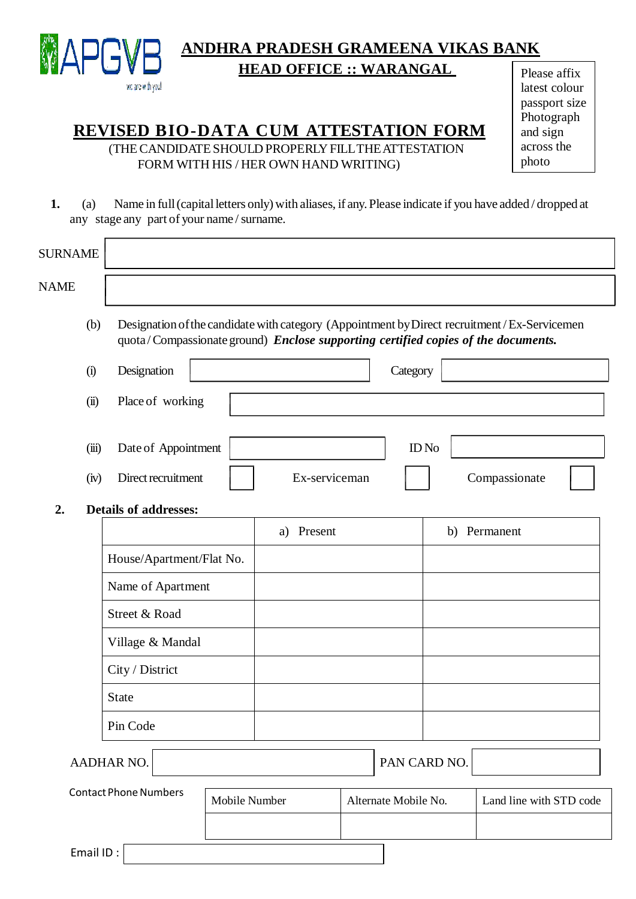APGVB
we are with you!

# ANDHRA PRADESH GRAMEENA VIKAS BANK

## HEAD OFFICE :: WARANGAL

Please affix latest colour passport size Photograph and sign across the photo

## REVISED BIO-DATA CUM ATTESTATION FORM

(THE CANDIDATE SHOULD PROPERLY FILL THE ATTESTATION FORM WITH HIS / HER OWN HAND WRITING)

**1.** (a) Name in full (capital letters only) with aliases, if any. Please indicate if you have added / dropped at any stage any part of your name / surname.

SURNAME

NAME

(b) Designation of the candidate with category (Appointment by Direct recruitment / Ex-Servicemen quota / Compassionate ground) ***Enclose supporting certified copies of the documents.***

(i) Designation | Category

(ii) Place of working

(iii) Date of Appointment | ID No

(iv) Direct recruitment ☐ Ex-serviceman ☐ Compassionate ☐

**2. Details of addresses:**

| | a) Present | b) Permanent |
|---|---|---|
| House/Apartment/Flat No. | | |
| Name of Apartment | | |
| Street & Road | | |
| Village & Mandal | | |
| City / District | | |
| State | | |
| Pin Code | | |

AADHAR NO. | PAN CARD NO.

Contact Phone Numbers

| Mobile Number | Alternate Mobile No. | Land line with STD code |
|---|---|---|
| | | |

Email ID :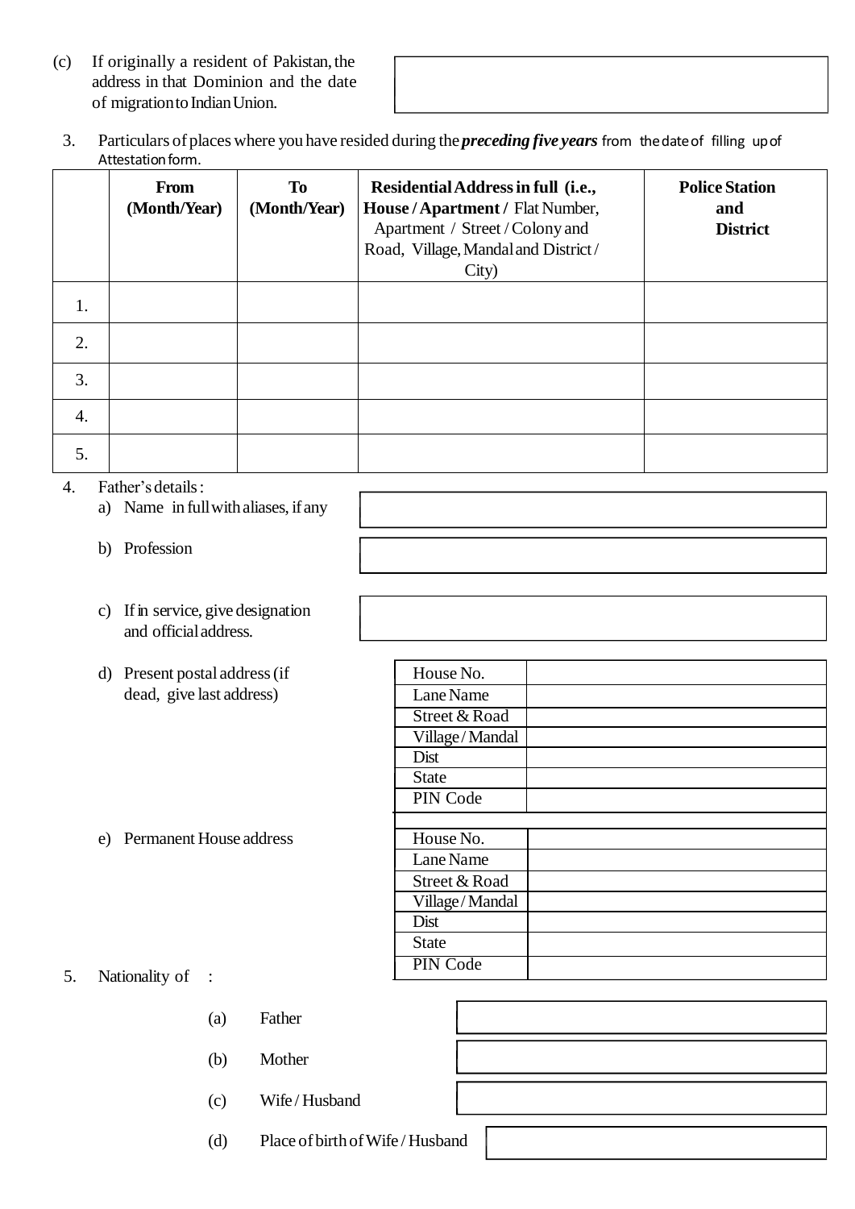(c) If originally a resident of Pakistan, the address in that Dominion and the date of migration to Indian Union.

| |
|---|
| |

3. Particulars of places where you have resided during the ***preceding five years*** from the date of filling up of Attestation form.

| | From (Month/Year) | To (Month/Year) | Residential Address in full (i.e., House / Apartment / Flat Number, Apartment / Street / Colony and Road, Village, Mandal and District / City) | Police Station and District |
|---|---|---|---|---|
| 1. | | | | |
| 2. | | | | |
| 3. | | | | |
| 4. | | | | |
| 5. | | | | |

4. Father's details :

a) Name in full with aliases, if any

b) Profession

c) If in service, give designation and official address.

d) Present postal address (if dead, give last address)

| | |
|---|---|
| House No. | |
| Lane Name | |
| Street & Road | |
| Village / Mandal | |
| Dist | |
| State | |
| PIN Code | |

e) Permanent House address

| | |
|---|---|
| House No. | |
| Lane Name | |
| Street & Road | |
| Village / Mandal | |
| Dist | |
| State | |
| PIN Code | |

5. Nationality of :

(a) Father

(b) Mother

(c) Wife / Husband

(d) Place of birth of Wife / Husband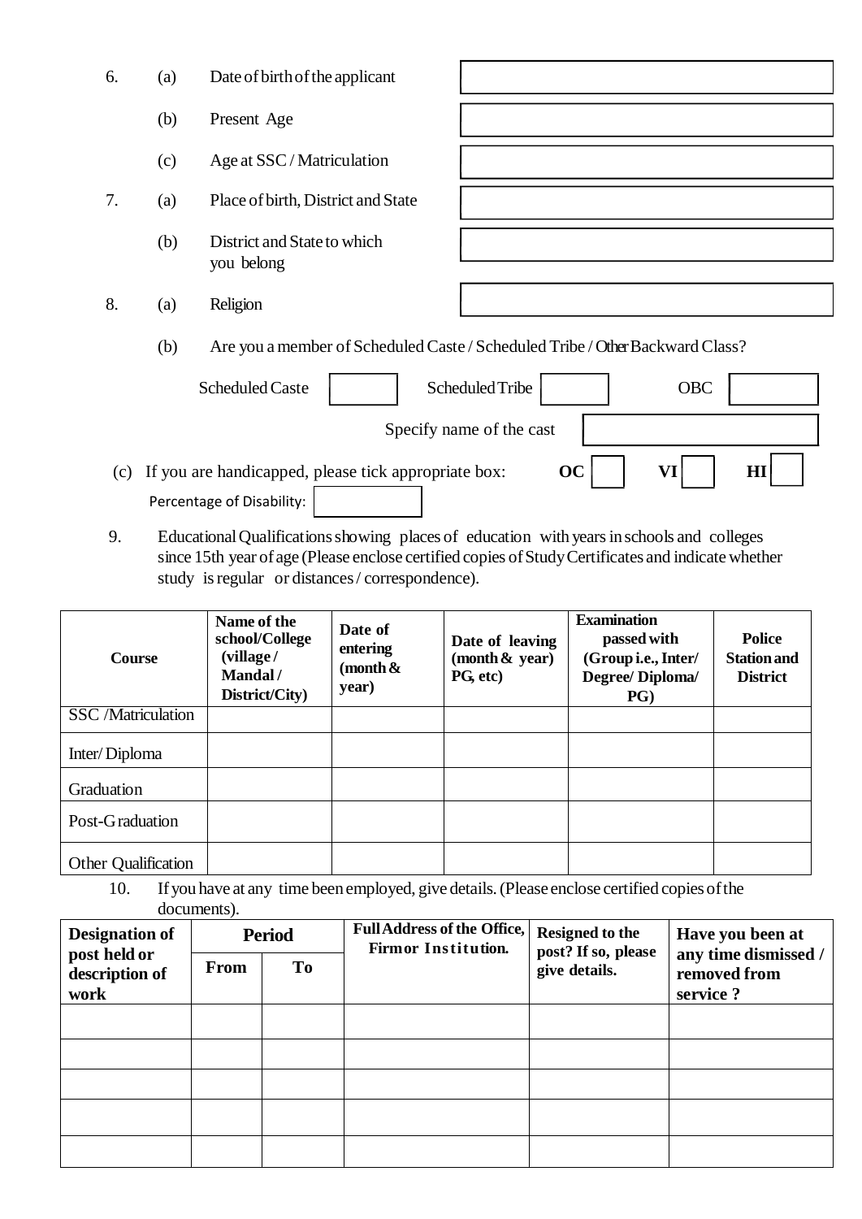6. (a) Date of birth of the applicant

   (b) Present Age

   (c) Age at SSC / Matriculation

7. (a) Place of birth, District and State

   (b) District and State to which you belong

8. (a) Religion

   (b) Are you a member of Scheduled Caste / Scheduled Tribe / Other Backward Class?

   Scheduled Caste ☐ Scheduled Tribe ☐ OBC ☐

   Specify name of the cast

   (c) If you are handicapped, please tick appropriate box: **OC** ☐ **VI** ☐ **HI** ☐

   Percentage of Disability:

9. Educational Qualifications showing places of education with years in schools and colleges since 15th year of age (Please enclose certified copies of Study Certificates and indicate whether study is regular or distances / correspondence).

| **Course** | **Name of the school/College (village / Mandal / District/City)** | **Date of entering (month & year)** | **Date of leaving (month & year) PG, etc)** | **Examination passed with (Group i.e., Inter/ Degree/ Diploma/ PG)** | **Police Station and District** |
|---|---|---|---|---|---|
| SSC /Matriculation | | | | | |
| Inter/ Diploma | | | | | |
| Graduation | | | | | |
| Post-Graduation | | | | | |
| Other Qualification | | | | | |

10. If you have at any time been employed, give details. (Please enclose certified copies of the documents).

| **Designation of post held or description of work** | **Period** | | **Full Address of the Office, Firm or Institution.** | **Resigned to the post? If so, please give details.** | **Have you been at any time dismissed / removed from service ?** |
|---|---|---|---|---|---|
| | **From** | **To** | | | |
| | | | | | |
| | | | | | |
| | | | | | |
| | | | | | |
| | | | | | |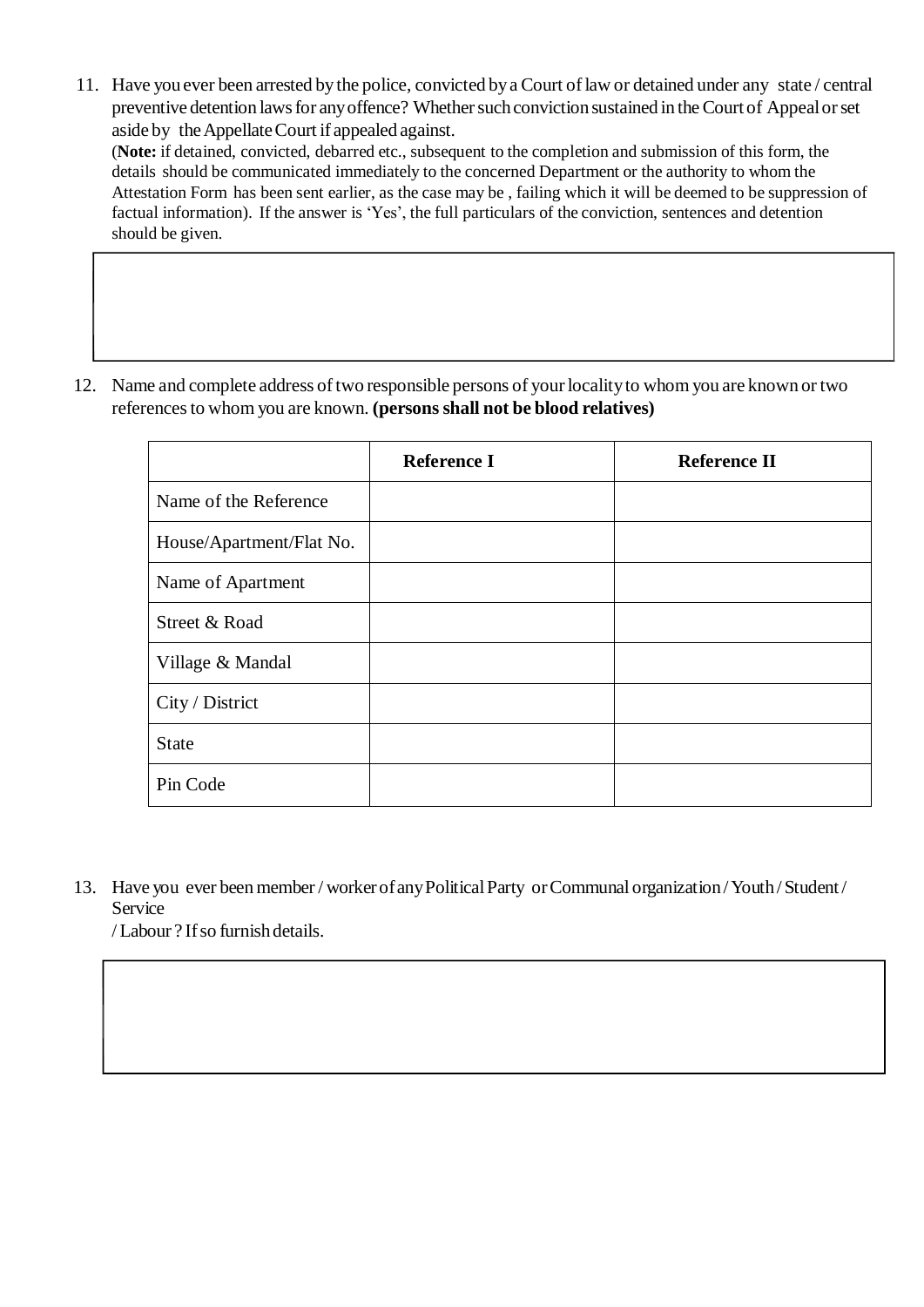11. Have you ever been arrested by the police, convicted by a Court of law or detained under any state / central preventive detention laws for any offence? Whether such conviction sustained in the Court of Appeal or set aside by the Appellate Court if appealed against.
    (**Note:** if detained, convicted, debarred etc., subsequent to the completion and submission of this form, the details should be communicated immediately to the concerned Department or the authority to whom the Attestation Form has been sent earlier, as the case may be , failing which it will be deemed to be suppression of factual information). If the answer is 'Yes', the full particulars of the conviction, sentences and detention should be given.

12. Name and complete address of two responsible persons of your locality to whom you are known or two references to whom you are known. **(persons shall not be blood relatives)**

| | **Reference I** | **Reference II** |
|---|---|---|
| Name of the Reference | | |
| House/Apartment/Flat No. | | |
| Name of Apartment | | |
| Street & Road | | |
| Village & Mandal | | |
| City / District | | |
| State | | |
| Pin Code | | |

13. Have you ever been member / worker of any Political Party or Communal organization / Youth / Student / Service / Labour ? If so furnish details.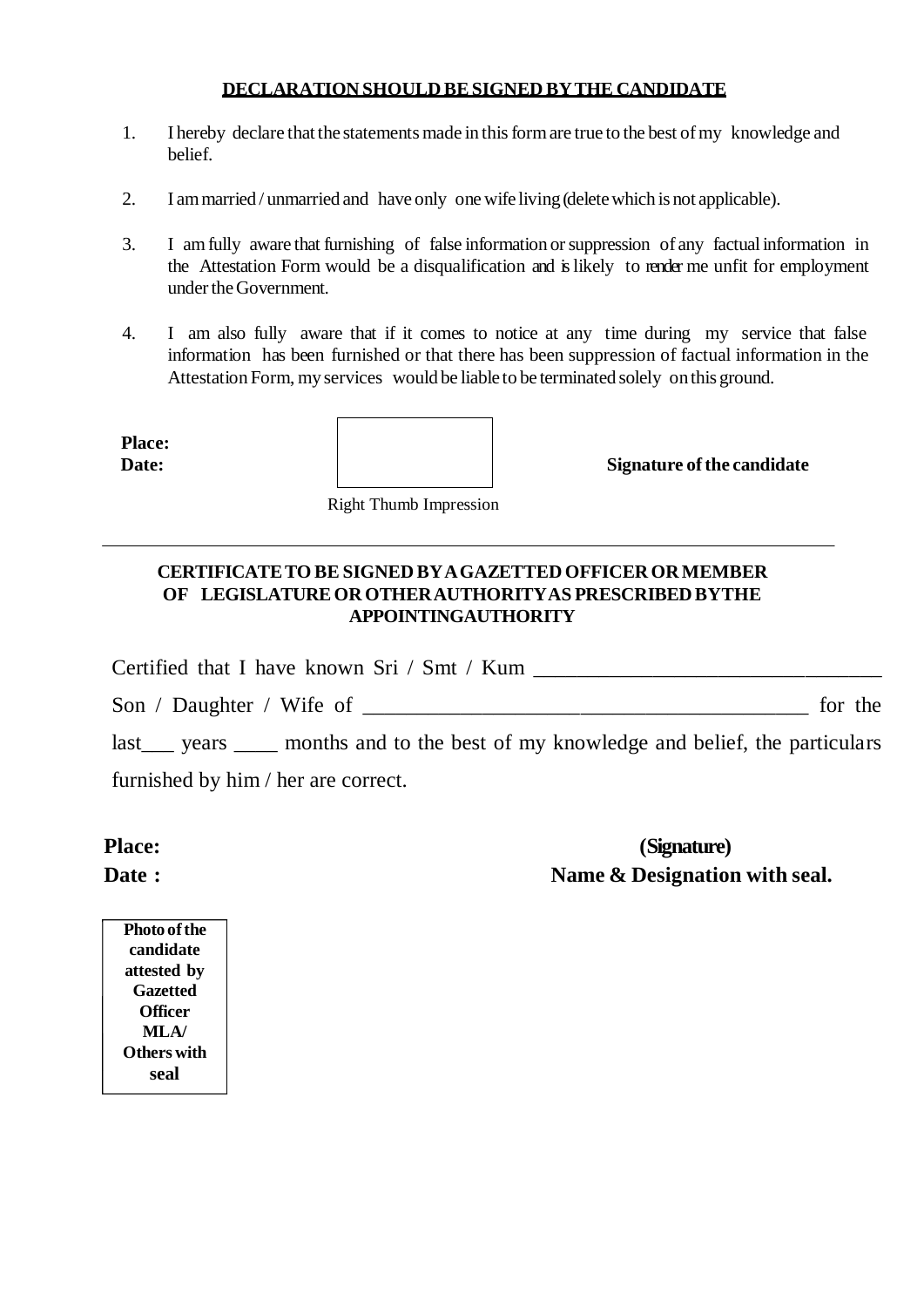**DECLARATION SHOULD BE SIGNED BY THE CANDIDATE**

1. I hereby declare that the statements made in this form are true to the best of my knowledge and belief.

2. I am married / unmarried and have only one wife living (delete which is not applicable).

3. I am fully aware that furnishing of false information or suppression of any factual information in the Attestation Form would be a disqualification and is likely to render me unfit for employment under the Government.

4. I am also fully aware that if it comes to notice at any time during my service that false information has been furnished or that there has been suppression of factual information in the Attestation Form, my services would be liable to be terminated solely on this ground.

**Place:**
**Date:**

Right Thumb Impression

**Signature of the candidate**

---

**CERTIFICATE TO BE SIGNED BY A GAZETTED OFFICER OR MEMBER OF LEGISLATURE OR OTHER AUTHORITY AS PRESCRIBED BY THE APPOINTING AUTHORITY**

Certified that I have known Sri / Smt / Kum ________________________________ Son / Daughter / Wife of __________________________________________ for the last___ years ____ months and to the best of my knowledge and belief, the particulars furnished by him / her are correct.

**Place:**
**Date :**

**(Signature)**
**Name & Designation with seal.**

**Photo of the candidate attested by Gazetted Officer MLA/ Others with seal**